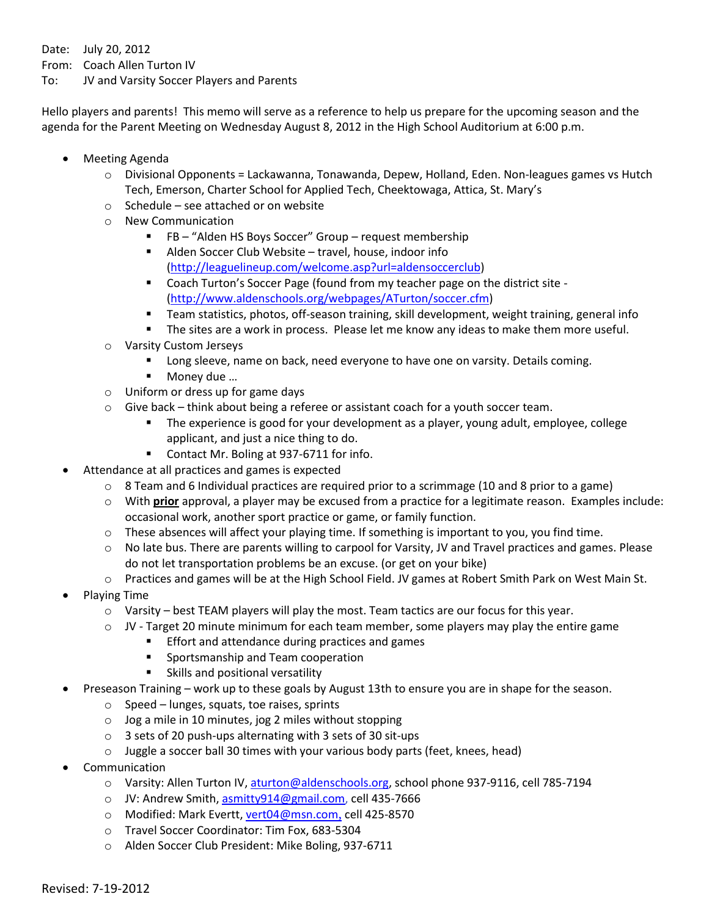Date: July 20, 2012
From: Coach Allen Turton IV
To: JV and Varsity Soccer Players and Parents

Hello players and parents! This memo will serve as a reference to help us prepare for the upcoming season and the agenda for the Parent Meeting on Wednesday August 8, 2012 in the High School Auditorium at 6:00 p.m.

- Meeting Agenda
  - Divisional Opponents = Lackawanna, Tonawanda, Depew, Holland, Eden. Non-leagues games vs Hutch Tech, Emerson, Charter School for Applied Tech, Cheektowaga, Attica, St. Mary's
  - Schedule – see attached or on website
  - New Communication
    - FB – "Alden HS Boys Soccer" Group – request membership
    - Alden Soccer Club Website – travel, house, indoor info ([http://leaguelineup.com/welcome.asp?url=aldensoccerclub](http://leaguelineup.com/welcome.asp?url=aldensoccerclub))
    - Coach Turton's Soccer Page (found from my teacher page on the district site - ([http://www.aldenschools.org/webpages/ATurton/soccer.cfm](http://www.aldenschools.org/webpages/ATurton/soccer.cfm))
    - Team statistics, photos, off-season training, skill development, weight training, general info
    - The sites are a work in process. Please let me know any ideas to make them more useful.
  - Varsity Custom Jerseys
    - Long sleeve, name on back, need everyone to have one on varsity. Details coming.
    - Money due …
  - Uniform or dress up for game days
  - Give back – think about being a referee or assistant coach for a youth soccer team.
    - The experience is good for your development as a player, young adult, employee, college applicant, and just a nice thing to do.
    - Contact Mr. Boling at 937-6711 for info.
- Attendance at all practices and games is expected
  - 8 Team and 6 Individual practices are required prior to a scrimmage (10 and 8 prior to a game)
  - With **<u>prior</u>** approval, a player may be excused from a practice for a legitimate reason. Examples include: occasional work, another sport practice or game, or family function.
  - These absences will affect your playing time. If something is important to you, you find time.
  - No late bus. There are parents willing to carpool for Varsity, JV and Travel practices and games. Please do not let transportation problems be an excuse. (or get on your bike)
  - Practices and games will be at the High School Field. JV games at Robert Smith Park on West Main St.
- Playing Time
  - Varsity – best TEAM players will play the most. Team tactics are our focus for this year.
  - JV - Target 20 minute minimum for each team member, some players may play the entire game
    - Effort and attendance during practices and games
    - Sportsmanship and Team cooperation
    - Skills and positional versatility
- Preseason Training – work up to these goals by August 13th to ensure you are in shape for the season.
  - Speed – lunges, squats, toe raises, sprints
  - Jog a mile in 10 minutes, jog 2 miles without stopping
  - 3 sets of 20 push-ups alternating with 3 sets of 30 sit-ups
  - Juggle a soccer ball 30 times with your various body parts (feet, knees, head)
- Communication
  - Varsity: Allen Turton IV, [aturton@aldenschools.org](mailto:aturton@aldenschools.org), school phone 937-9116, cell 785-7194
  - JV: Andrew Smith, [asmitty914@gmail.com](mailto:asmitty914@gmail.com), cell 435-7666
  - Modified: Mark Evertt, [vert04@msn.com](mailto:vert04@msn.com), cell 425-8570
  - Travel Soccer Coordinator: Tim Fox, 683-5304
  - Alden Soccer Club President: Mike Boling, 937-6711

Revised: 7-19-2012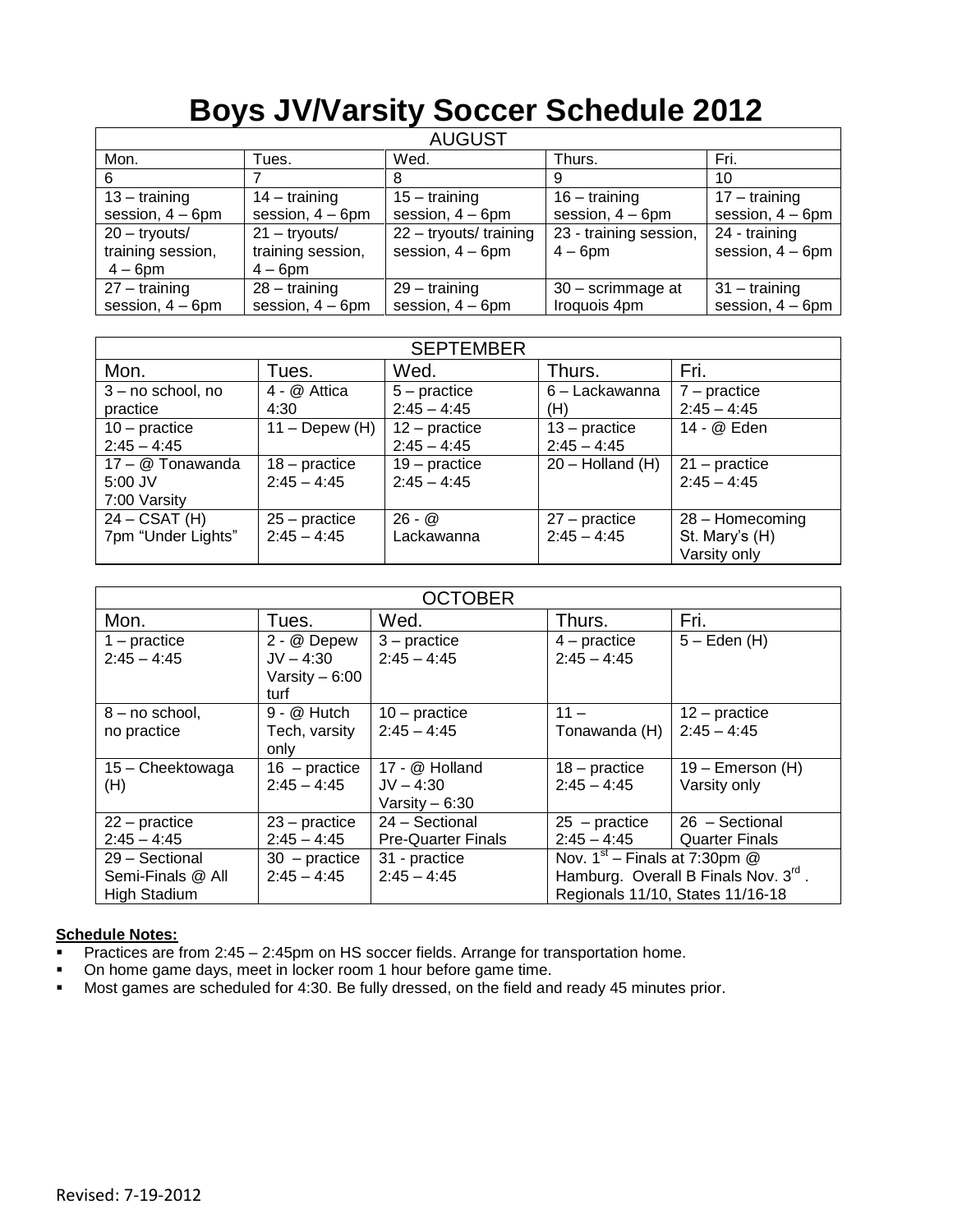# Boys JV/Varsity Soccer Schedule 2012

| AUGUST | | | | |
|---|---|---|---|---|
| Mon. | Tues. | Wed. | Thurs. | Fri. |
| 6 | 7 | 8 | 9 | 10 |
| 13 – training session, 4 – 6pm | 14 – training session, 4 – 6pm | 15 – training session, 4 – 6pm | 16 – training session, 4 – 6pm | 17 – training session, 4 – 6pm |
| 20 – tryouts/ training session, 4 – 6pm | 21 – tryouts/ training session, 4 – 6pm | 22 – tryouts/ training session, 4 – 6pm | 23 - training session, 4 – 6pm | 24 - training session, 4 – 6pm |
| 27 – training session, 4 – 6pm | 28 – training session, 4 – 6pm | 29 – training session, 4 – 6pm | 30 – scrimmage at Iroquois 4pm | 31 – training session, 4 – 6pm |

| SEPTEMBER | | | | |
|---|---|---|---|---|
| Mon. | Tues. | Wed. | Thurs. | Fri. |
| 3 – no school, no practice | 4 - @ Attica 4:30 | 5 – practice 2:45 – 4:45 | 6 – Lackawanna (H) | 7 – practice 2:45 – 4:45 |
| 10 – practice 2:45 – 4:45 | 11 – Depew (H) | 12 – practice 2:45 – 4:45 | 13 – practice 2:45 – 4:45 | 14 - @ Eden |
| 17 – @ Tonawanda 5:00 JV 7:00 Varsity | 18 – practice 2:45 – 4:45 | 19 – practice 2:45 – 4:45 | 20 – Holland (H) | 21 – practice 2:45 – 4:45 |
| 24 – CSAT (H) 7pm “Under Lights” | 25 – practice 2:45 – 4:45 | 26 - @ Lackawanna | 27 – practice 2:45 – 4:45 | 28 – Homecoming St. Mary’s (H) Varsity only |

| OCTOBER | | | | |
|---|---|---|---|---|
| Mon. | Tues. | Wed. | Thurs. | Fri. |
| 1 – practice 2:45 – 4:45 | 2 - @ Depew JV – 4:30 Varsity – 6:00 turf | 3 – practice 2:45 – 4:45 | 4 – practice 2:45 – 4:45 | 5 – Eden (H) |
| 8 – no school, no practice | 9 - @ Hutch Tech, varsity only | 10 – practice 2:45 – 4:45 | 11 – Tonawanda (H) | 12 – practice 2:45 – 4:45 |
| 15 – Cheektowaga (H) | 16 – practice 2:45 – 4:45 | 17 - @ Holland JV – 4:30 Varsity – 6:30 | 18 – practice 2:45 – 4:45 | 19 – Emerson (H) Varsity only |
| 22 – practice 2:45 – 4:45 | 23 – practice 2:45 – 4:45 | 24 – Sectional Pre-Quarter Finals | 25 – practice 2:45 – 4:45 | 26 – Sectional Quarter Finals |
| 29 – Sectional Semi-Finals @ All High Stadium | 30 – practice 2:45 – 4:45 | 31 - practice 2:45 – 4:45 | Nov. 1st – Finals at 7:30pm @ Hamburg. Overall B Finals Nov. 3rd. Regionals 11/10, States 11/16-18 | |

**Schedule Notes:**

- Practices are from 2:45 – 2:45pm on HS soccer fields. Arrange for transportation home.
- On home game days, meet in locker room 1 hour before game time.
- Most games are scheduled for 4:30. Be fully dressed, on the field and ready 45 minutes prior.

Revised: 7-19-2012